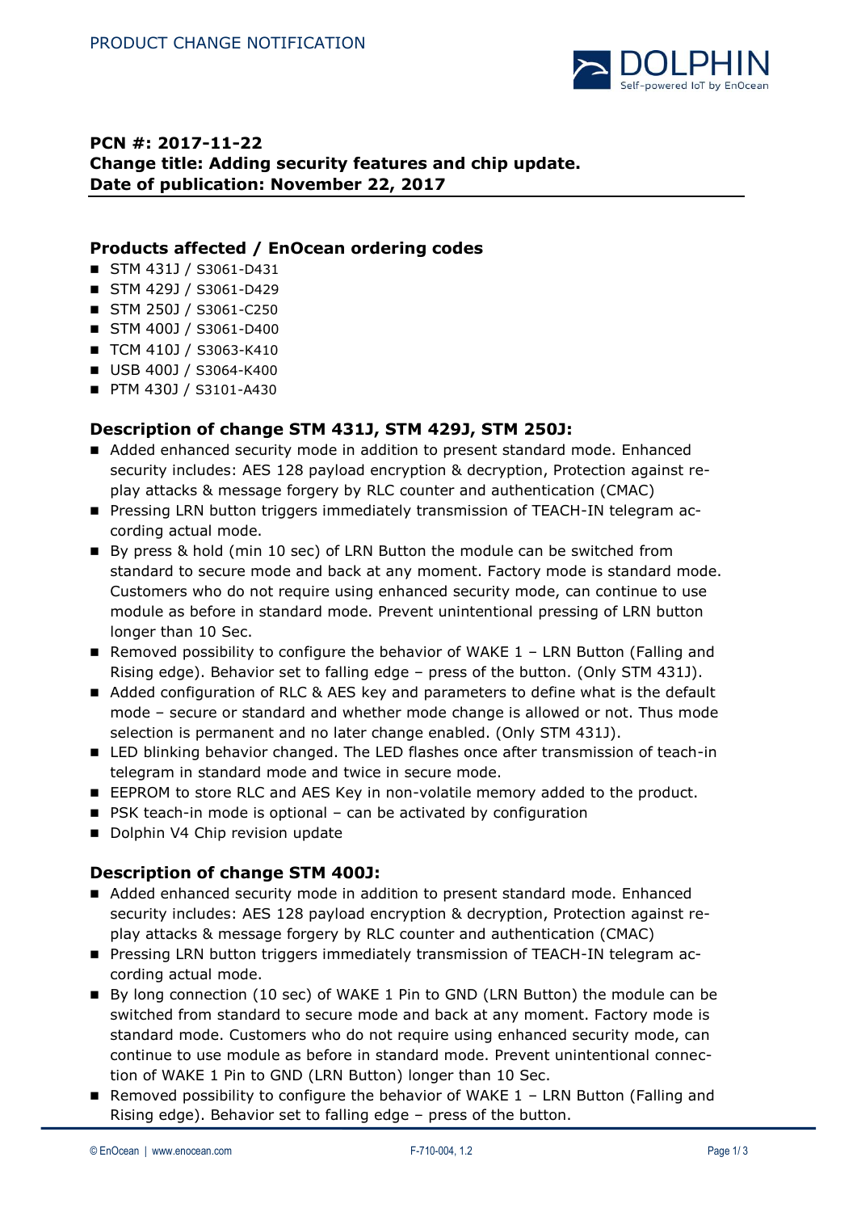PRODUCT CHANGE NOTIFICATION

**PCN #: 2017-11-22**
**Change title: Adding security features and chip update.**
**Date of publication: November 22, 2017**

## Products affected / EnOcean ordering codes

- STM 431J / S3061-D431
- STM 429J / S3061-D429
- STM 250J / S3061-C250
- STM 400J / S3061-D400
- TCM 410J / S3063-K410
- USB 400J / S3064-K400
- PTM 430J / S3101-A430

## Description of change STM 431J, STM 429J, STM 250J:

- Added enhanced security mode in addition to present standard mode. Enhanced security includes: AES 128 payload encryption & decryption, Protection against replay attacks & message forgery by RLC counter and authentication (CMAC)
- Pressing LRN button triggers immediately transmission of TEACH-IN telegram according actual mode.
- By press & hold (min 10 sec) of LRN Button the module can be switched from standard to secure mode and back at any moment. Factory mode is standard mode. Customers who do not require using enhanced security mode, can continue to use module as before in standard mode. Prevent unintentional pressing of LRN button longer than 10 Sec.
- Removed possibility to configure the behavior of WAKE 1 – LRN Button (Falling and Rising edge). Behavior set to falling edge – press of the button. (Only STM 431J).
- Added configuration of RLC & AES key and parameters to define what is the default mode – secure or standard and whether mode change is allowed or not. Thus mode selection is permanent and no later change enabled. (Only STM 431J).
- LED blinking behavior changed. The LED flashes once after transmission of teach-in telegram in standard mode and twice in secure mode.
- EEPROM to store RLC and AES Key in non-volatile memory added to the product.
- PSK teach-in mode is optional – can be activated by configuration
- Dolphin V4 Chip revision update

## Description of change STM 400J:

- Added enhanced security mode in addition to present standard mode. Enhanced security includes: AES 128 payload encryption & decryption, Protection against replay attacks & message forgery by RLC counter and authentication (CMAC)
- Pressing LRN button triggers immediately transmission of TEACH-IN telegram according actual mode.
- By long connection (10 sec) of WAKE 1 Pin to GND (LRN Button) the module can be switched from standard to secure mode and back at any moment. Factory mode is standard mode. Customers who do not require using enhanced security mode, can continue to use module as before in standard mode. Prevent unintentional connection of WAKE 1 Pin to GND (LRN Button) longer than 10 Sec.
- Removed possibility to configure the behavior of WAKE 1 – LRN Button (Falling and Rising edge). Behavior set to falling edge – press of the button.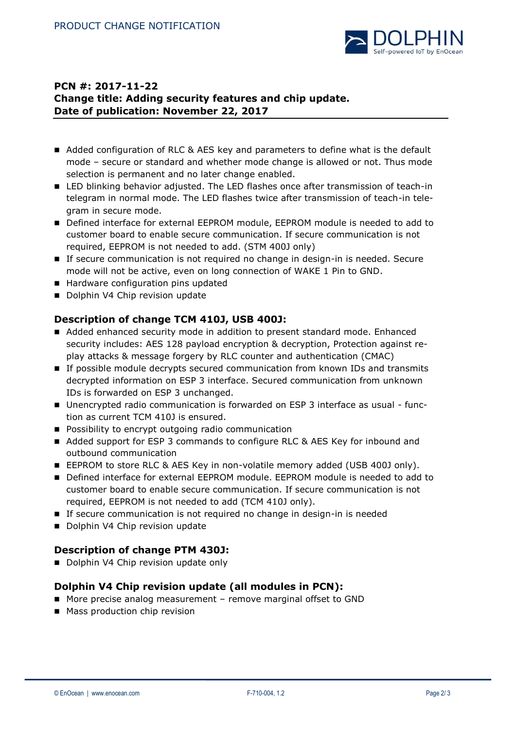**PCN #: 2017-11-22**
**Change title: Adding security features and chip update.**
**Date of publication: November 22, 2017**

- Added configuration of RLC & AES key and parameters to define what is the default mode – secure or standard and whether mode change is allowed or not. Thus mode selection is permanent and no later change enabled.
- LED blinking behavior adjusted. The LED flashes once after transmission of teach-in telegram in normal mode. The LED flashes twice after transmission of teach-in telegram in secure mode.
- Defined interface for external EEPROM module, EEPROM module is needed to add to customer board to enable secure communication. If secure communication is not required, EEPROM is not needed to add. (STM 400J only)
- If secure communication is not required no change in design-in is needed. Secure mode will not be active, even on long connection of WAKE 1 Pin to GND.
- Hardware configuration pins updated
- Dolphin V4 Chip revision update

### Description of change TCM 410J, USB 400J:

- Added enhanced security mode in addition to present standard mode. Enhanced security includes: AES 128 payload encryption & decryption, Protection against replay attacks & message forgery by RLC counter and authentication (CMAC)
- If possible module decrypts secured communication from known IDs and transmits decrypted information on ESP 3 interface. Secured communication from unknown IDs is forwarded on ESP 3 unchanged.
- Unencrypted radio communication is forwarded on ESP 3 interface as usual - function as current TCM 410J is ensured.
- Possibility to encrypt outgoing radio communication
- Added support for ESP 3 commands to configure RLC & AES Key for inbound and outbound communication
- EEPROM to store RLC & AES Key in non-volatile memory added (USB 400J only).
- Defined interface for external EEPROM module. EEPROM module is needed to add to customer board to enable secure communication. If secure communication is not required, EEPROM is not needed to add (TCM 410J only).
- If secure communication is not required no change in design-in is needed
- Dolphin V4 Chip revision update

### Description of change PTM 430J:

- Dolphin V4 Chip revision update only

### Dolphin V4 Chip revision update (all modules in PCN):

- More precise analog measurement – remove marginal offset to GND
- Mass production chip revision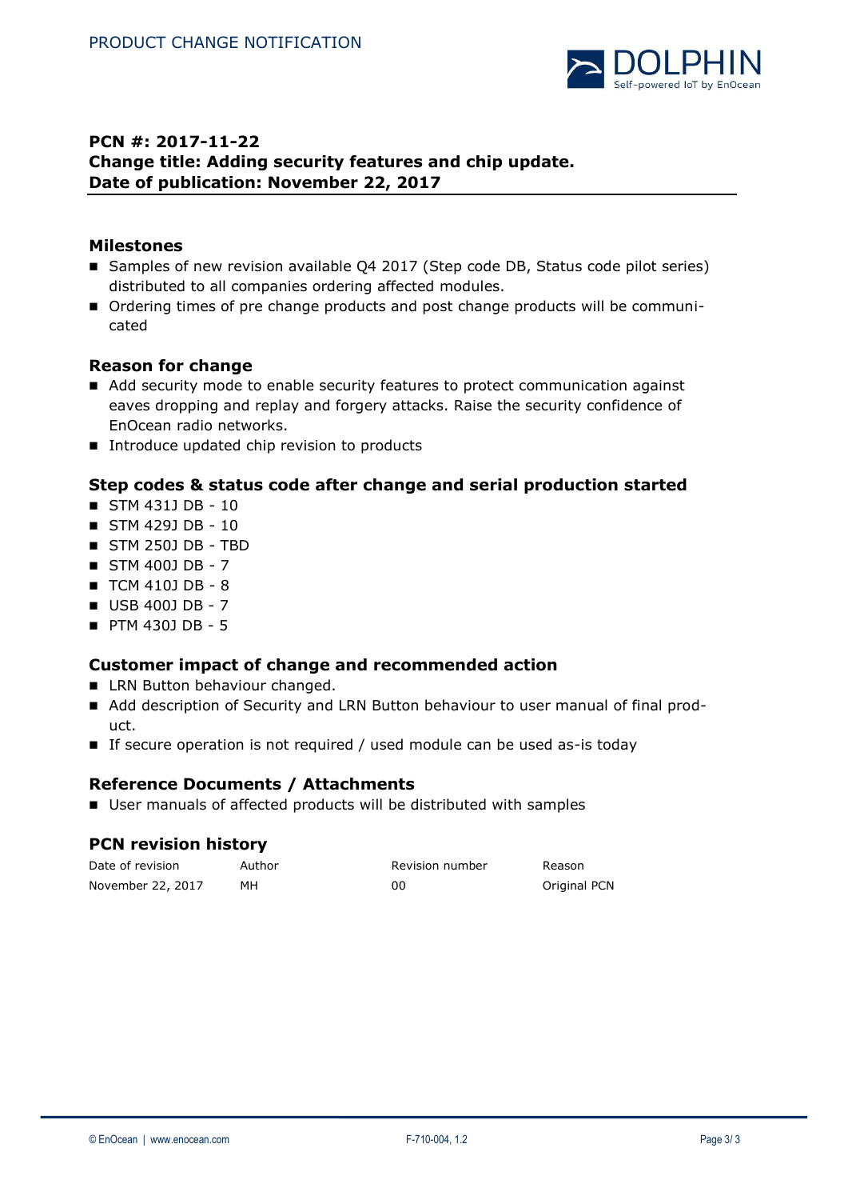**PCN #: 2017-11-22**
**Change title: Adding security features and chip update.**
**Date of publication: November 22, 2017**

### Milestones

- Samples of new revision available Q4 2017 (Step code DB, Status code pilot series) distributed to all companies ordering affected modules.
- Ordering times of pre change products and post change products will be communicated

### Reason for change

- Add security mode to enable security features to protect communication against eaves dropping and replay and forgery attacks. Raise the security confidence of EnOcean radio networks.
- Introduce updated chip revision to products

### Step codes & status code after change and serial production started

- STM 431J DB - 10
- STM 429J DB - 10
- STM 250J DB - TBD
- STM 400J DB - 7
- TCM 410J DB - 8
- USB 400J DB - 7
- PTM 430J DB - 5

### Customer impact of change and recommended action

- LRN Button behaviour changed.
- Add description of Security and LRN Button behaviour to user manual of final product.
- If secure operation is not required / used module can be used as-is today

### Reference Documents / Attachments

- User manuals of affected products will be distributed with samples

### PCN revision history

| Date of revision | Author | Revision number | Reason |
|---|---|---|---|
| November 22, 2017 | MH | 00 | Original PCN |